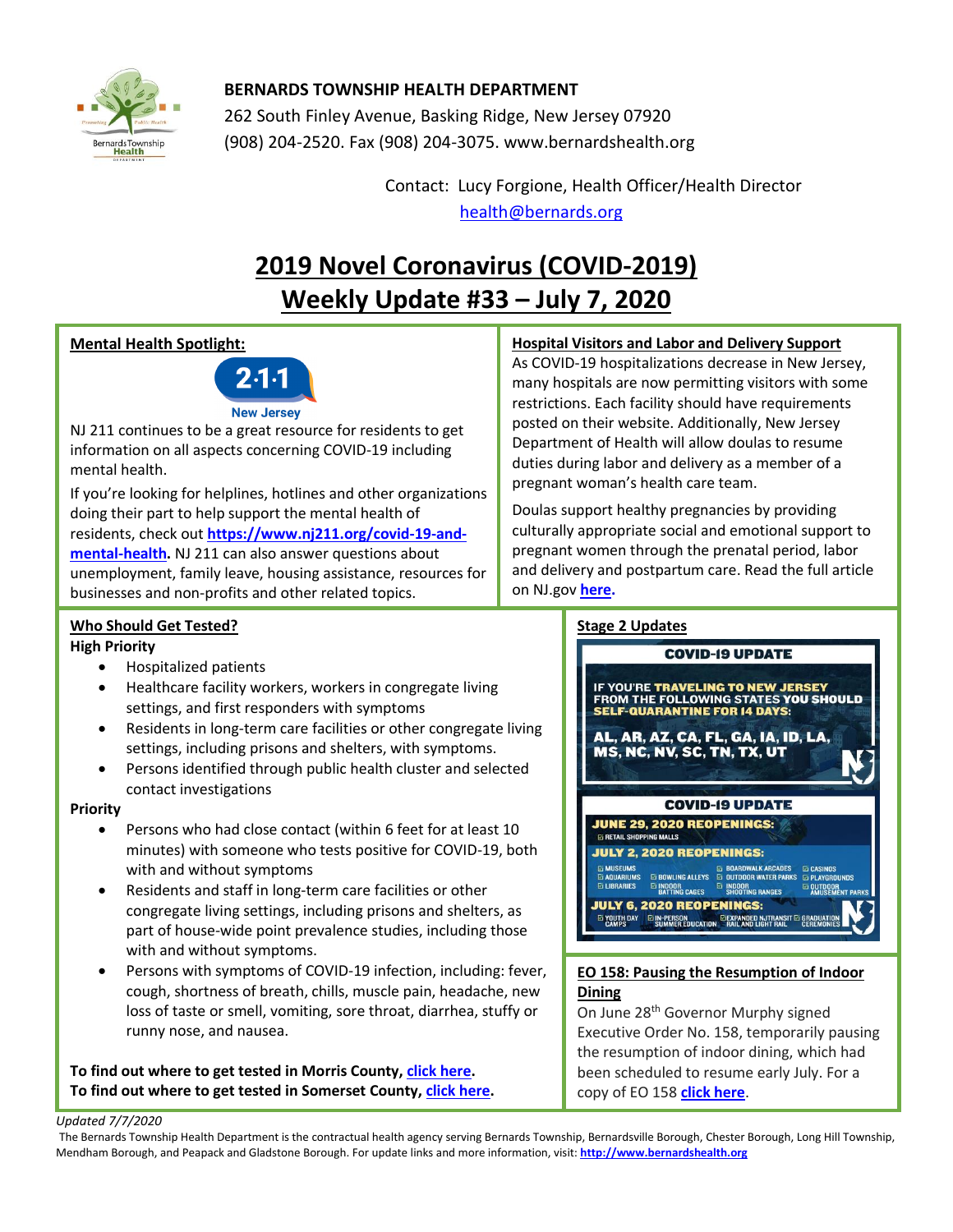**BERNARDS TOWNSHIP HEALTH DEPARTMENT**
262 South Finley Avenue, Basking Ridge, New Jersey 07920
(908) 204-2520. Fax (908) 204-3075. www.bernardshealth.org

Contact: Lucy Forgione, Health Officer/Health Director
health@bernards.org

# 2019 Novel Coronavirus (COVID-2019) Weekly Update #33 – July 7, 2020

## Mental Health Spotlight:

2·1·1 New Jersey

NJ 211 continues to be a great resource for residents to get information on all aspects concerning COVID-19 including mental health.

If you're looking for helplines, hotlines and other organizations doing their part to help support the mental health of residents, check out **https://www.nj211.org/covid-19-and-mental-health.** NJ 211 can also answer questions about unemployment, family leave, housing assistance, resources for businesses and non-profits and other related topics.

## Hospital Visitors and Labor and Delivery Support

As COVID-19 hospitalizations decrease in New Jersey, many hospitals are now permitting visitors with some restrictions. Each facility should have requirements posted on their website. Additionally, New Jersey Department of Health will allow doulas to resume duties during labor and delivery as a member of a pregnant woman's health care team.

Doulas support healthy pregnancies by providing culturally appropriate social and emotional support to pregnant women through the prenatal period, labor and delivery and postpartum care. Read the full article on NJ.gov **here.**

## Who Should Get Tested?

**High Priority**

- Hospitalized patients
- Healthcare facility workers, workers in congregate living settings, and first responders with symptoms
- Residents in long-term care facilities or other congregate living settings, including prisons and shelters, with symptoms.
- Persons identified through public health cluster and selected contact investigations

**Priority**

- Persons who had close contact (within 6 feet for at least 10 minutes) with someone who tests positive for COVID-19, both with and without symptoms
- Residents and staff in long-term care facilities or other congregate living settings, including prisons and shelters, as part of house-wide point prevalence studies, including those with and without symptoms.
- Persons with symptoms of COVID-19 infection, including: fever, cough, shortness of breath, chills, muscle pain, headache, new loss of taste or smell, vomiting, sore throat, diarrhea, stuffy or runny nose, and nausea.

**To find out where to get tested in Morris County, click here.**
**To find out where to get tested in Somerset County, click here.**

## Stage 2 Updates

**COVID-19 UPDATE**

IF YOU'RE TRAVELING TO NEW JERSEY FROM THE FOLLOWING STATES YOU SHOULD SELF-QUARANTINE FOR 14 DAYS:

AL, AR, AZ, CA, FL, GA, IA, ID, LA, MS, NC, NV, SC, TN, TX, UT

**COVID-19 UPDATE**

**JUNE 29, 2020 REOPENINGS:**
- Retail shopping malls

**JULY 2, 2020 REOPENINGS:**
- Museums
- Aquariums
- Libraries
- Bowling alleys
- Indoor batting cages
- Boardwalk arcades
- Outdoor water parks
- Indoor shooting ranges
- Casinos
- Playgrounds
- Outdoor amusement parks

**JULY 6, 2020 REOPENINGS:**
- Youth day camps
- In-person summer education
- Expanded NJ Transit rail and light rail
- Graduation ceremonies

## EO 158: Pausing the Resumption of Indoor Dining

On June 28th Governor Murphy signed Executive Order No. 158, temporarily pausing the resumption of indoor dining, which had been scheduled to resume early July. For a copy of EO 158 **click here**.

*Updated 7/7/2020*

The Bernards Township Health Department is the contractual health agency serving Bernards Township, Bernardsville Borough, Chester Borough, Long Hill Township, Mendham Borough, and Peapack and Gladstone Borough. For update links and more information, visit: **http://www.bernardshealth.org**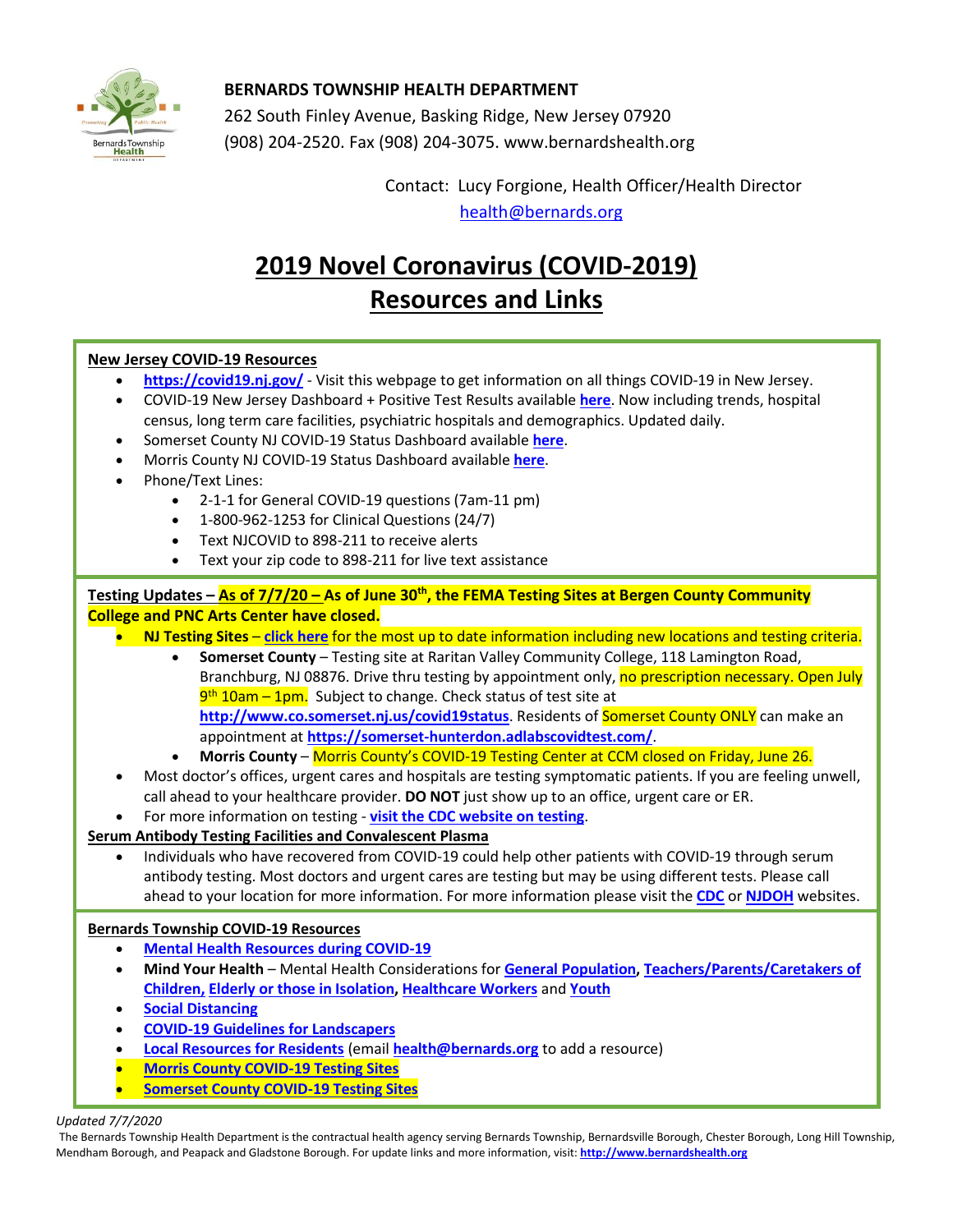**BERNARDS TOWNSHIP HEALTH DEPARTMENT**

262 South Finley Avenue, Basking Ridge, New Jersey 07920
(908) 204-2520. Fax (908) 204-3075. www.bernardshealth.org

Contact: Lucy Forgione, Health Officer/Health Director
health@bernards.org

# 2019 Novel Coronavirus (COVID-2019) Resources and Links

**New Jersey COVID-19 Resources**

- **https://covid19.nj.gov/** - Visit this webpage to get information on all things COVID-19 in New Jersey.
- COVID-19 New Jersey Dashboard + Positive Test Results available **here**. Now including trends, hospital census, long term care facilities, psychiatric hospitals and demographics. Updated daily.
- Somerset County NJ COVID-19 Status Dashboard available **here**.
- Morris County NJ COVID-19 Status Dashboard available **here**.
- Phone/Text Lines:
  - 2-1-1 for General COVID-19 questions (7am-11 pm)
  - 1-800-962-1253 for Clinical Questions (24/7)
  - Text NJCOVID to 898-211 to receive alerts
  - Text your zip code to 898-211 for live text assistance

**Testing Updates – As of 7/7/20 – As of June 30th, the FEMA Testing Sites at Bergen County Community College and PNC Arts Center have closed.**

- **NJ Testing Sites** – **click here** for the most up to date information including new locations and testing criteria.
  - **Somerset County** – Testing site at Raritan Valley Community College, 118 Lamington Road, Branchburg, NJ 08876. Drive thru testing by appointment only, no prescription necessary. Open July 9th 10am – 1pm. Subject to change. Check status of test site at **http://www.co.somerset.nj.us/covid19status**. Residents of Somerset County ONLY can make an appointment at **https://somerset-hunterdon.adlabscovidtest.com/**.
  - **Morris County** – Morris County's COVID-19 Testing Center at CCM closed on Friday, June 26.
- Most doctor's offices, urgent cares and hospitals are testing symptomatic patients. If you are feeling unwell, call ahead to your healthcare provider. **DO NOT** just show up to an office, urgent care or ER.
- For more information on testing - **visit the CDC website on testing**.

**Serum Antibody Testing Facilities and Convalescent Plasma**

- Individuals who have recovered from COVID-19 could help other patients with COVID-19 through serum antibody testing. Most doctors and urgent cares are testing but may be using different tests. Please call ahead to your location for more information. For more information please visit the **CDC** or **NJDOH** websites.

**Bernards Township COVID-19 Resources**

- **Mental Health Resources during COVID-19**
- **Mind Your Health** – Mental Health Considerations for **General Population**, **Teachers/Parents/Caretakers of Children, Elderly or those in Isolation**, **Healthcare Workers** and **Youth**
- **Social Distancing**
- **COVID-19 Guidelines for Landscapers**
- **Local Resources for Residents** (email **health@bernards.org** to add a resource)
- **Morris County COVID-19 Testing Sites**
- **Somerset County COVID-19 Testing Sites**

*Updated 7/7/2020*

The Bernards Township Health Department is the contractual health agency serving Bernards Township, Bernardsville Borough, Chester Borough, Long Hill Township, Mendham Borough, and Peapack and Gladstone Borough. For update links and more information, visit: **http://www.bernardshealth.org**